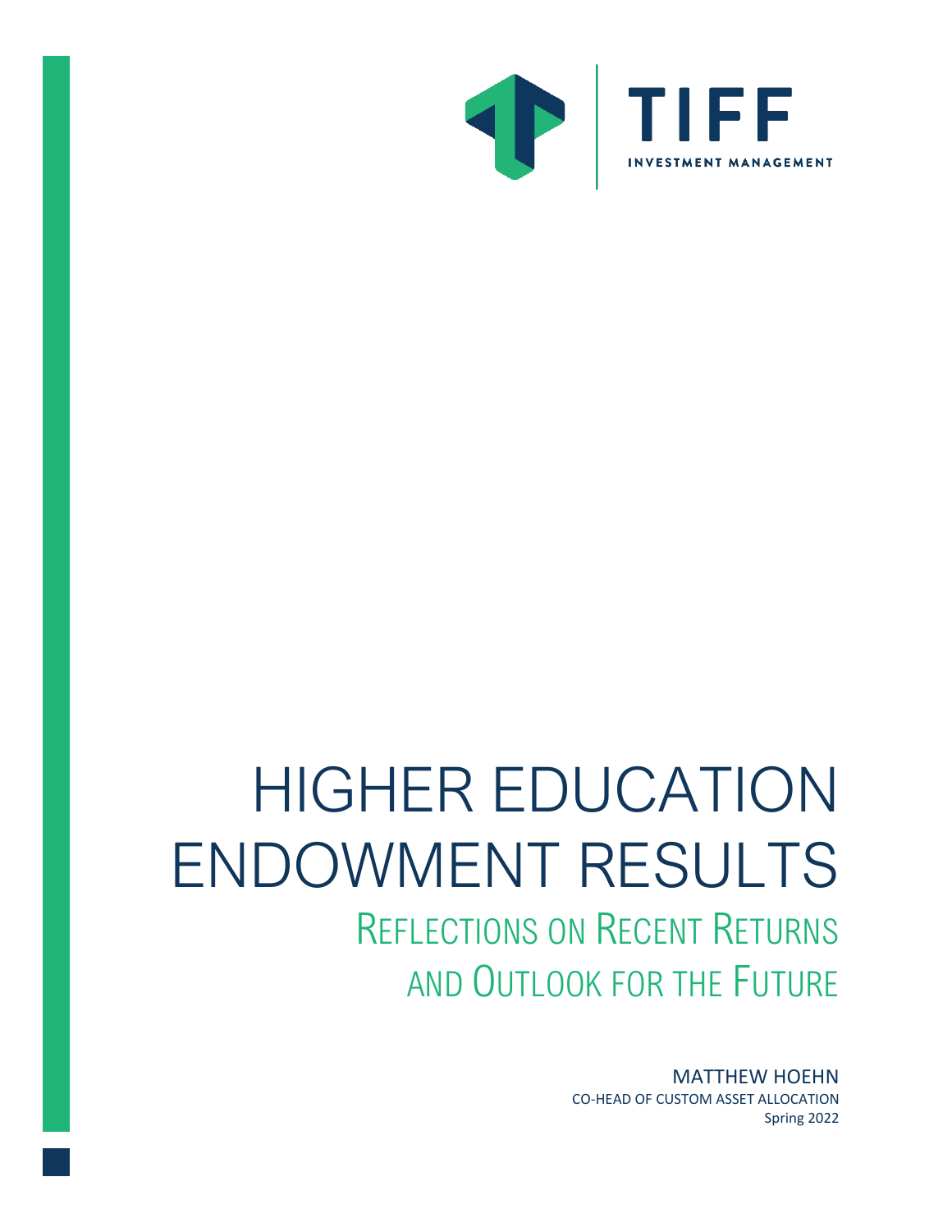TIFF

INVESTMENT MANAGEMENT

# HIGHER EDUCATION ENDOWMENT RESULTS

## REFLECTIONS ON RECENT RETURNS AND OUTLOOK FOR THE FUTURE

MATTHEW HOEHN

CO-HEAD OF CUSTOM ASSET ALLOCATION

Spring 2022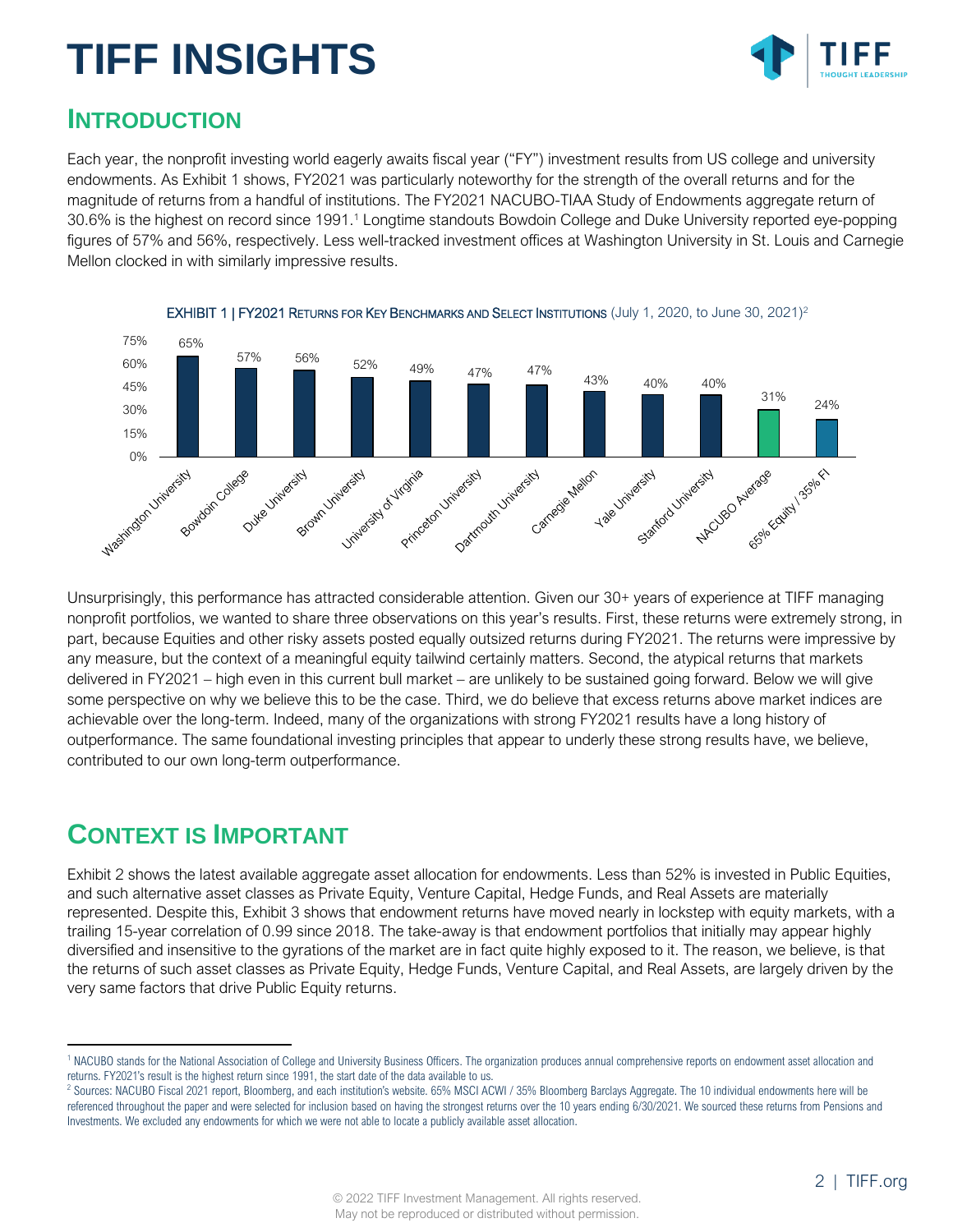# TIFF INSIGHTS

## INTRODUCTION

Each year, the nonprofit investing world eagerly awaits fiscal year ("FY") investment results from US college and university endowments. As Exhibit 1 shows, FY2021 was particularly noteworthy for the strength of the overall returns and for the magnitude of returns from a handful of institutions. The FY2021 NACUBO-TIAA Study of Endowments aggregate return of 30.6% is the highest on record since 1991.[1] Longtime standouts Bowdoin College and Duke University reported eye-popping figures of 57% and 56%, respectively. Less well-tracked investment offices at Washington University in St. Louis and Carnegie Mellon clocked in with similarly impressive results.

EXHIBIT 1 | FY2021 RETURNS FOR KEY BENCHMARKS AND SELECT INSTITUTIONS (July 1, 2020, to June 30, 2021)[2]

| Institution | FY2021 Return |
|---|---|
| Washington University | 65% |
| Bowdoin College | 57% |
| Duke University | 56% |
| Brown University | 52% |
| University of Virginia | 49% |
| Princeton University | 47% |
| Dartmouth University | 47% |
| Carnegie Mellon | 43% |
| Yale University | 40% |
| Stanford University | 40% |
| NACUBO Average | 31% |
| 65% Equity / 35% FI | 24% |

Unsurprisingly, this performance has attracted considerable attention. Given our 30+ years of experience at TIFF managing nonprofit portfolios, we wanted to share three observations on this year's results. First, these returns were extremely strong, in part, because Equities and other risky assets posted equally outsized returns during FY2021. The returns were impressive by any measure, but the context of a meaningful equity tailwind certainly matters. Second, the atypical returns that markets delivered in FY2021 – high even in this current bull market – are unlikely to be sustained going forward. Below we will give some perspective on why we believe this to be the case. Third, we do believe that excess returns above market indices are achievable over the long-term. Indeed, many of the organizations with strong FY2021 results have a long history of outperformance. The same foundational investing principles that appear to underly these strong results have, we believe, contributed to our own long-term outperformance.

## CONTEXT IS IMPORTANT

Exhibit 2 shows the latest available aggregate asset allocation for endowments. Less than 52% is invested in Public Equities, and such alternative asset classes as Private Equity, Venture Capital, Hedge Funds, and Real Assets are materially represented. Despite this, Exhibit 3 shows that endowment returns have moved nearly in lockstep with equity markets, with a trailing 15-year correlation of 0.99 since 2018. The take-away is that endowment portfolios that initially may appear highly diversified and insensitive to the gyrations of the market are in fact quite highly exposed to it. The reason, we believe, is that the returns of such asset classes as Private Equity, Hedge Funds, Venture Capital, and Real Assets, are largely driven by the very same factors that drive Public Equity returns.

---

[1] NACUBO stands for the National Association of College and University Business Officers. The organization produces annual comprehensive reports on endowment asset allocation and returns. FY2021's result is the highest return since 1991, the start date of the data available to us.

[2] Sources: NACUBO Fiscal 2021 report, Bloomberg, and each institution's website. 65% MSCI ACWI / 35% Bloomberg Barclays Aggregate. The 10 individual endowments here will be referenced throughout the paper and were selected for inclusion based on having the strongest returns over the 10 years ending 6/30/2021. We sourced these returns from Pensions and Investments. We excluded any endowments for which we were not able to locate a publicly available asset allocation.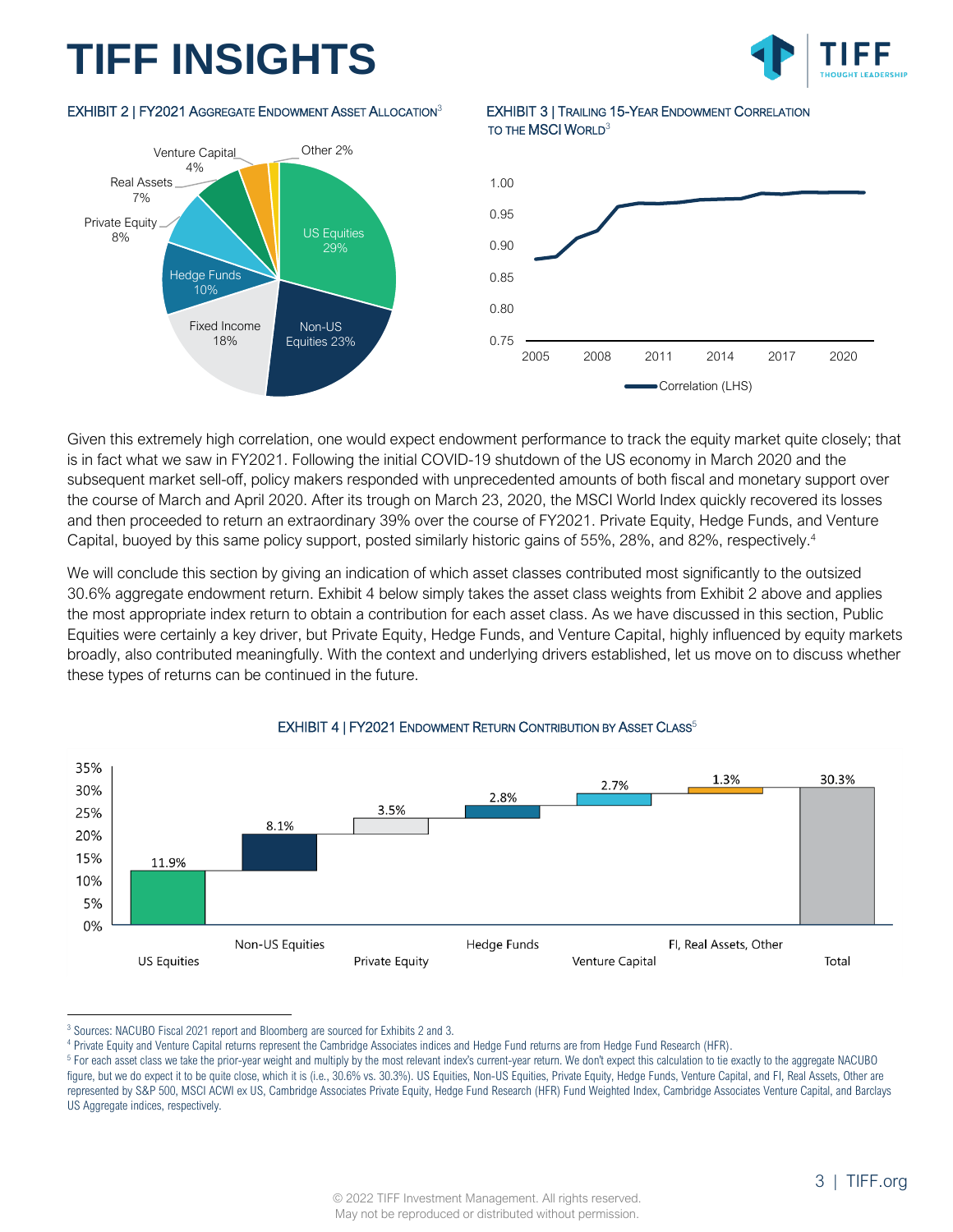EXHIBIT 2 | FY2021 AGGREGATE ENDOWMENT ASSET ALLOCATION[3]

| Asset Class | Allocation |
|---|---|
| US Equities | 29% |
| Non-US Equities | 23% |
| Fixed Income | 18% |
| Hedge Funds | 10% |
| Private Equity | 8% |
| Real Assets | 7% |
| Venture Capital | 4% |
| Other | 2% |

EXHIBIT 3 | TRAILING 15-YEAR ENDOWMENT CORRELATION TO THE MSCI WORLD[3]

Given this extremely high correlation, one would expect endowment performance to track the equity market quite closely; that is in fact what we saw in FY2021. Following the initial COVID-19 shutdown of the US economy in March 2020 and the subsequent market sell-off, policy makers responded with unprecedented amounts of both fiscal and monetary support over the course of March and April 2020. After its trough on March 23, 2020, the MSCI World Index quickly recovered its losses and then proceeded to return an extraordinary 39% over the course of FY2021. Private Equity, Hedge Funds, and Venture Capital, buoyed by this same policy support, posted similarly historic gains of 55%, 28%, and 82%, respectively.[4]

We will conclude this section by giving an indication of which asset classes contributed most significantly to the outsized 30.6% aggregate endowment return. Exhibit 4 below simply takes the asset class weights from Exhibit 2 above and applies the most appropriate index return to obtain a contribution for each asset class. As we have discussed in this section, Public Equities were certainly a key driver, but Private Equity, Hedge Funds, and Venture Capital, highly influenced by equity markets broadly, also contributed meaningfully. With the context and underlying drivers established, let us move on to discuss whether these types of returns can be continued in the future.

EXHIBIT 4 | FY2021 ENDOWMENT RETURN CONTRIBUTION BY ASSET CLASS[5]

| Asset Class | Contribution |
|---|---|
| US Equities | 11.9% |
| Non-US Equities | 8.1% |
| Private Equity | 3.5% |
| Hedge Funds | 2.8% |
| Venture Capital | 2.7% |
| FI, Real Assets, Other | 1.3% |
| Total | 30.3% |

---

[3] Sources: NACUBO Fiscal 2021 report and Bloomberg are sourced for Exhibits 2 and 3.

[4] Private Equity and Venture Capital returns represent the Cambridge Associates indices and Hedge Fund returns are from Hedge Fund Research (HFR).

[5] For each asset class we take the prior-year weight and multiply by the most relevant index's current-year return. We don't expect this calculation to tie exactly to the aggregate NACUBO figure, but we do expect it to be quite close, which it is (i.e., 30.6% vs. 30.3%). US Equities, Non-US Equities, Private Equity, Hedge Funds, Venture Capital, and FI, Real Assets, Other are represented by S&P 500, MSCI ACWI ex US, Cambridge Associates Private Equity, Hedge Fund Research (HFR) Fund Weighted Index, Cambridge Associates Venture Capital, and Barclays US Aggregate indices, respectively.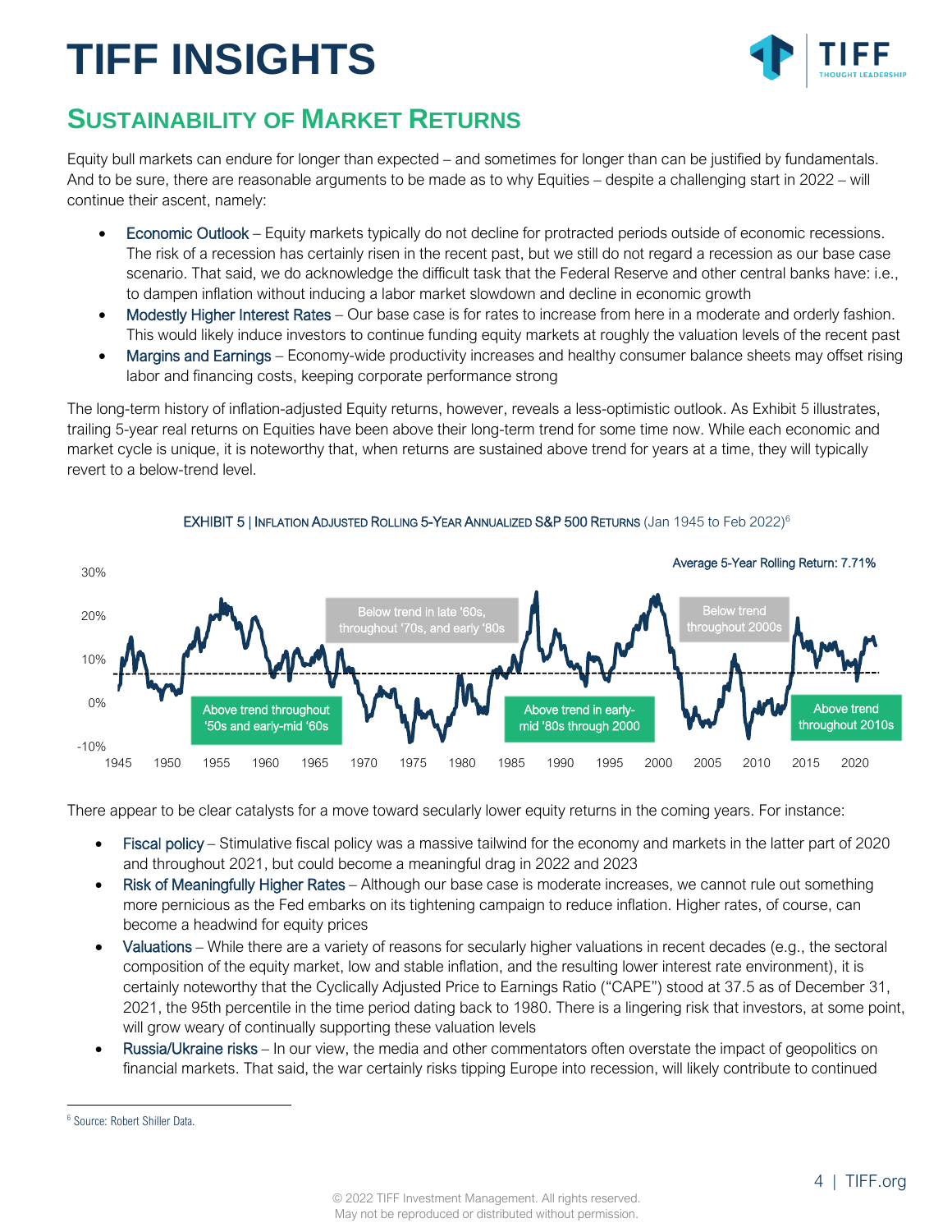# TIFF INSIGHTS

## SUSTAINABILITY OF MARKET RETURNS

Equity bull markets can endure for longer than expected – and sometimes for longer than can be justified by fundamentals. And to be sure, there are reasonable arguments to be made as to why Equities – despite a challenging start in 2022 – will continue their ascent, namely:

- Economic Outlook – Equity markets typically do not decline for protracted periods outside of economic recessions. The risk of a recession has certainly risen in the recent past, but we still do not regard a recession as our base case scenario. That said, we do acknowledge the difficult task that the Federal Reserve and other central banks have: i.e., to dampen inflation without inducing a labor market slowdown and decline in economic growth
- Modestly Higher Interest Rates – Our base case is for rates to increase from here in a moderate and orderly fashion. This would likely induce investors to continue funding equity markets at roughly the valuation levels of the recent past
- Margins and Earnings – Economy-wide productivity increases and healthy consumer balance sheets may offset rising labor and financing costs, keeping corporate performance strong

The long-term history of inflation-adjusted Equity returns, however, reveals a less-optimistic outlook. As Exhibit 5 illustrates, trailing 5-year real returns on Equities have been above their long-term trend for some time now. While each economic and market cycle is unique, it is noteworthy that, when returns are sustained above trend for years at a time, they will typically revert to a below-trend level.

EXHIBIT 5 | INFLATION ADJUSTED ROLLING 5-YEAR ANNUALIZED S&P 500 RETURNS (Jan 1945 to Feb 2022)[6]

Average 5-Year Rolling Return: 7.71%

Below trend in late '60s, throughout '70s, and early '80s

Below trend throughout 2000s

Above trend throughout '50s and early-mid '60s

Above trend in early-mid '80s through 2000

Above trend throughout 2010s

There appear to be clear catalysts for a move toward secularly lower equity returns in the coming years. For instance:

- Fiscal policy – Stimulative fiscal policy was a massive tailwind for the economy and markets in the latter part of 2020 and throughout 2021, but could become a meaningful drag in 2022 and 2023
- Risk of Meaningfully Higher Rates – Although our base case is moderate increases, we cannot rule out something more pernicious as the Fed embarks on its tightening campaign to reduce inflation. Higher rates, of course, can become a headwind for equity prices
- Valuations – While there are a variety of reasons for secularly higher valuations in recent decades (e.g., the sectoral composition of the equity market, low and stable inflation, and the resulting lower interest rate environment), it is certainly noteworthy that the Cyclically Adjusted Price to Earnings Ratio ("CAPE") stood at 37.5 as of December 31, 2021, the 95th percentile in the time period dating back to 1980. There is a lingering risk that investors, at some point, will grow weary of continually supporting these valuation levels
- Russia/Ukraine risks – In our view, the media and other commentators often overstate the impact of geopolitics on financial markets. That said, the war certainly risks tipping Europe into recession, will likely contribute to continued

[6] Source: Robert Shiller Data.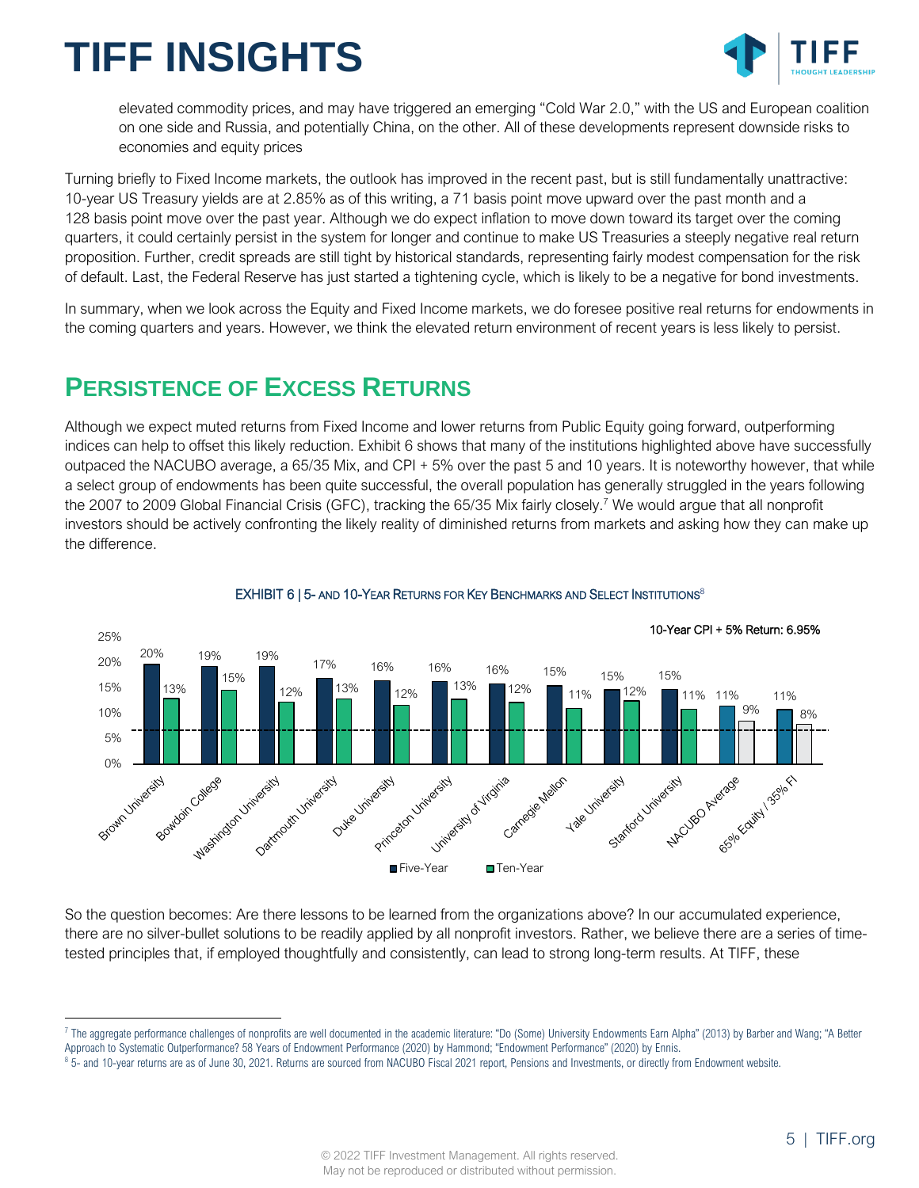elevated commodity prices, and may have triggered an emerging "Cold War 2.0," with the US and European coalition on one side and Russia, and potentially China, on the other. All of these developments represent downside risks to economies and equity prices

Turning briefly to Fixed Income markets, the outlook has improved in the recent past, but is still fundamentally unattractive: 10-year US Treasury yields are at 2.85% as of this writing, a 71 basis point move upward over the past month and a 128 basis point move over the past year. Although we do expect inflation to move down toward its target over the coming quarters, it could certainly persist in the system for longer and continue to make US Treasuries a steeply negative real return proposition. Further, credit spreads are still tight by historical standards, representing fairly modest compensation for the risk of default. Last, the Federal Reserve has just started a tightening cycle, which is likely to be a negative for bond investments.

In summary, when we look across the Equity and Fixed Income markets, we do foresee positive real returns for endowments in the coming quarters and years. However, we think the elevated return environment of recent years is less likely to persist.

## Persistence of Excess Returns

Although we expect muted returns from Fixed Income and lower returns from Public Equity going forward, outperforming indices can help to offset this likely reduction. Exhibit 6 shows that many of the institutions highlighted above have successfully outpaced the NACUBO average, a 65/35 Mix, and CPI + 5% over the past 5 and 10 years. It is noteworthy however, that while a select group of endowments has been quite successful, the overall population has generally struggled in the years following the 2007 to 2009 Global Financial Crisis (GFC), tracking the 65/35 Mix fairly closely.[7] We would argue that all nonprofit investors should be actively confronting the likely reality of diminished returns from markets and asking how they can make up the difference.

EXHIBIT 6 | 5- and 10-Year Returns for Key Benchmarks and Select Institutions[8]

10-Year CPI + 5% Return: 6.95%

| | Five-Year | Ten-Year |
|---|---|---|
| Brown University | 20% | 13% |
| Bowdoin College | 19% | 15% |
| Washington University | 19% | 12% |
| Dartmouth University | 17% | 13% |
| Duke University | 16% | 12% |
| Princeton University | 16% | 13% |
| University of Virginia | 16% | 12% |
| Carnegie Mellon | 15% | 11% |
| Yale University | 15% | 12% |
| Stanford University | 15% | 11% |
| NACUBO Average | 11% | 9% |
| 65% Equity / 35% FI | 11% | 8% |

So the question becomes: Are there lessons to be learned from the organizations above? In our accumulated experience, there are no silver-bullet solutions to be readily applied by all nonprofit investors. Rather, we believe there are a series of time-tested principles that, if employed thoughtfully and consistently, can lead to strong long-term results. At TIFF, these

---

[7] The aggregate performance challenges of nonprofits are well documented in the academic literature: "Do (Some) University Endowments Earn Alpha" (2013) by Barber and Wang; "A Better Approach to Systematic Outperformance? 58 Years of Endowment Performance (2020) by Hammond; "Endowment Performance" (2020) by Ennis.

[8] 5- and 10-year returns are as of June 30, 2021. Returns are sourced from NACUBO Fiscal 2021 report, Pensions and Investments, or directly from Endowment website.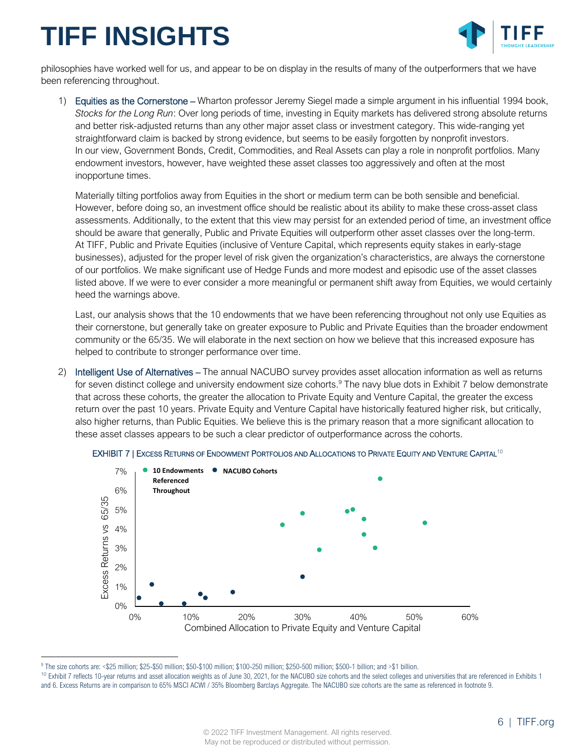philosophies have worked well for us, and appear to be on display in the results of many of the outperformers that we have been referencing throughout.

1) Equities as the Cornerstone – Wharton professor Jeremy Siegel made a simple argument in his influential 1994 book, *Stocks for the Long Run*: Over long periods of time, investing in Equity markets has delivered strong absolute returns and better risk-adjusted returns than any other major asset class or investment category. This wide-ranging yet straightforward claim is backed by strong evidence, but seems to be easily forgotten by nonprofit investors. In our view, Government Bonds, Credit, Commodities, and Real Assets can play a role in nonprofit portfolios. Many endowment investors, however, have weighted these asset classes too aggressively and often at the most inopportune times.

   Materially tilting portfolios away from Equities in the short or medium term can be both sensible and beneficial. However, before doing so, an investment office should be realistic about its ability to make these cross-asset class assessments. Additionally, to the extent that this view may persist for an extended period of time, an investment office should be aware that generally, Public and Private Equities will outperform other asset classes over the long-term. At TIFF, Public and Private Equities (inclusive of Venture Capital, which represents equity stakes in early-stage businesses), adjusted for the proper level of risk given the organization's characteristics, are always the cornerstone of our portfolios. We make significant use of Hedge Funds and more modest and episodic use of the asset classes listed above. If we were to ever consider a more meaningful or permanent shift away from Equities, we would certainly heed the warnings above.

   Last, our analysis shows that the 10 endowments that we have been referencing throughout not only use Equities as their cornerstone, but generally take on greater exposure to Public and Private Equities than the broader endowment community or the 65/35. We will elaborate in the next section on how we believe that this increased exposure has helped to contribute to stronger performance over time.

2) Intelligent Use of Alternatives – The annual NACUBO survey provides asset allocation information as well as returns for seven distinct college and university endowment size cohorts.[9] The navy blue dots in Exhibit 7 below demonstrate that across these cohorts, the greater the allocation to Private Equity and Venture Capital, the greater the excess return over the past 10 years. Private Equity and Venture Capital have historically featured higher risk, but critically, also higher returns, than Public Equities. We believe this is the primary reason that a more significant allocation to these asset classes appears to be such a clear predictor of outperformance across the cohorts.

EXHIBIT 7 | EXCESS RETURNS OF ENDOWMENT PORTFOLIOS AND ALLOCATIONS TO PRIVATE EQUITY AND VENTURE CAPITAL[10]

[Scatter chart: x-axis "Combined Allocation to Private Equity and Venture Capital" (0%–60%); y-axis "Excess Returns vs 65/35" (0%–7%); series: "10 Endowments Referenced Throughout" and "NACUBO Cohorts"]

---

[9] The size cohorts are: <$25 million; $25-$50 million; $50-$100 million; $100-250 million; $250-500 million; $500-1 billion; and >$1 billion.

[10] Exhibit 7 reflects 10-year returns and asset allocation weights as of June 30, 2021, for the NACUBO size cohorts and the select colleges and universities that are referenced in Exhibits 1 and 6. Excess Returns are in comparison to 65% MSCI ACWI / 35% Bloomberg Barclays Aggregate. The NACUBO size cohorts are the same as referenced in footnote 9.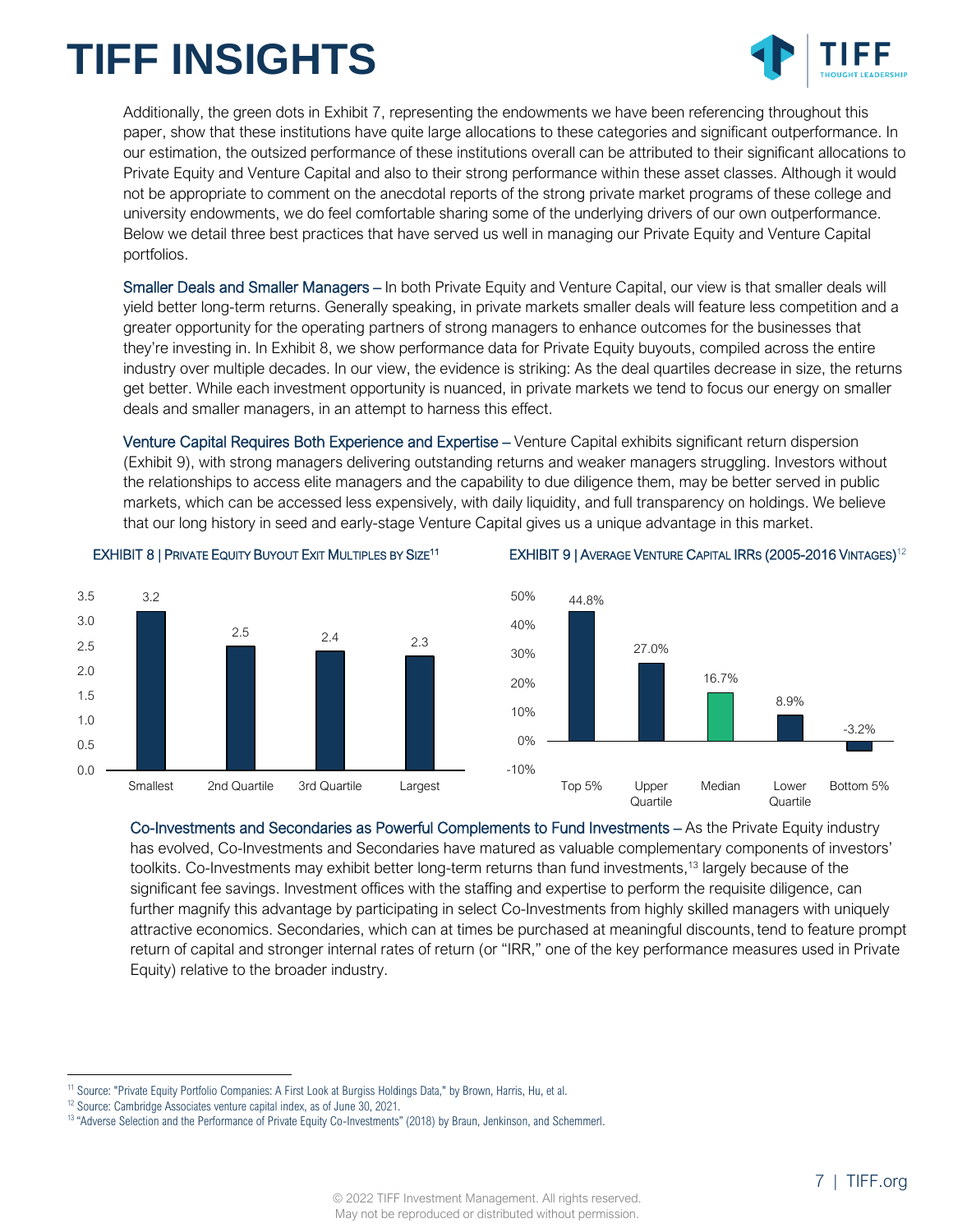Additionally, the green dots in Exhibit 7, representing the endowments we have been referencing throughout this paper, show that these institutions have quite large allocations to these categories and significant outperformance. In our estimation, the outsized performance of these institutions overall can be attributed to their significant allocations to Private Equity and Venture Capital and also to their strong performance within these asset classes. Although it would not be appropriate to comment on the anecdotal reports of the strong private market programs of these college and university endowments, we do feel comfortable sharing some of the underlying drivers of our own outperformance. Below we detail three best practices that have served us well in managing our Private Equity and Venture Capital portfolios.

Smaller Deals and Smaller Managers – In both Private Equity and Venture Capital, our view is that smaller deals will yield better long-term returns. Generally speaking, in private markets smaller deals will feature less competition and a greater opportunity for the operating partners of strong managers to enhance outcomes for the businesses that they're investing in. In Exhibit 8, we show performance data for Private Equity buyouts, compiled across the entire industry over multiple decades. In our view, the evidence is striking: As the deal quartiles decrease in size, the returns get better. While each investment opportunity is nuanced, in private markets we tend to focus our energy on smaller deals and smaller managers, in an attempt to harness this effect.

Venture Capital Requires Both Experience and Expertise – Venture Capital exhibits significant return dispersion (Exhibit 9), with strong managers delivering outstanding returns and weaker managers struggling. Investors without the relationships to access elite managers and the capability to due diligence them, may be better served in public markets, which can be accessed less expensively, with daily liquidity, and full transparency on holdings. We believe that our long history in seed and early-stage Venture Capital gives us a unique advantage in this market.

EXHIBIT 8 | PRIVATE EQUITY BUYOUT EXIT MULTIPLES BY SIZE[11]

| Smallest | 2nd Quartile | 3rd Quartile | Largest |
|---|---|---|---|
| 3.2 | 2.5 | 2.4 | 2.3 |

EXHIBIT 9 | AVERAGE VENTURE CAPITAL IRRS (2005-2016 VINTAGES)[12]

| Top 5% | Upper Quartile | Median | Lower Quartile | Bottom 5% |
|---|---|---|---|---|
| 44.8% | 27.0% | 16.7% | 8.9% | -3.2% |

Co-Investments and Secondaries as Powerful Complements to Fund Investments – As the Private Equity industry has evolved, Co-Investments and Secondaries have matured as valuable complementary components of investors' toolkits. Co-Investments may exhibit better long-term returns than fund investments,[13] largely because of the significant fee savings. Investment offices with the staffing and expertise to perform the requisite diligence, can further magnify this advantage by participating in select Co-Investments from highly skilled managers with uniquely attractive economics. Secondaries, which can at times be purchased at meaningful discounts, tend to feature prompt return of capital and stronger internal rates of return (or "IRR," one of the key performance measures used in Private Equity) relative to the broader industry.

[11] Source: "Private Equity Portfolio Companies: A First Look at Burgiss Holdings Data," by Brown, Harris, Hu, et al.

[12] Source: Cambridge Associates venture capital index, as of June 30, 2021.

[13] "Adverse Selection and the Performance of Private Equity Co-Investments" (2018) by Braun, Jenkinson, and Schemmerl.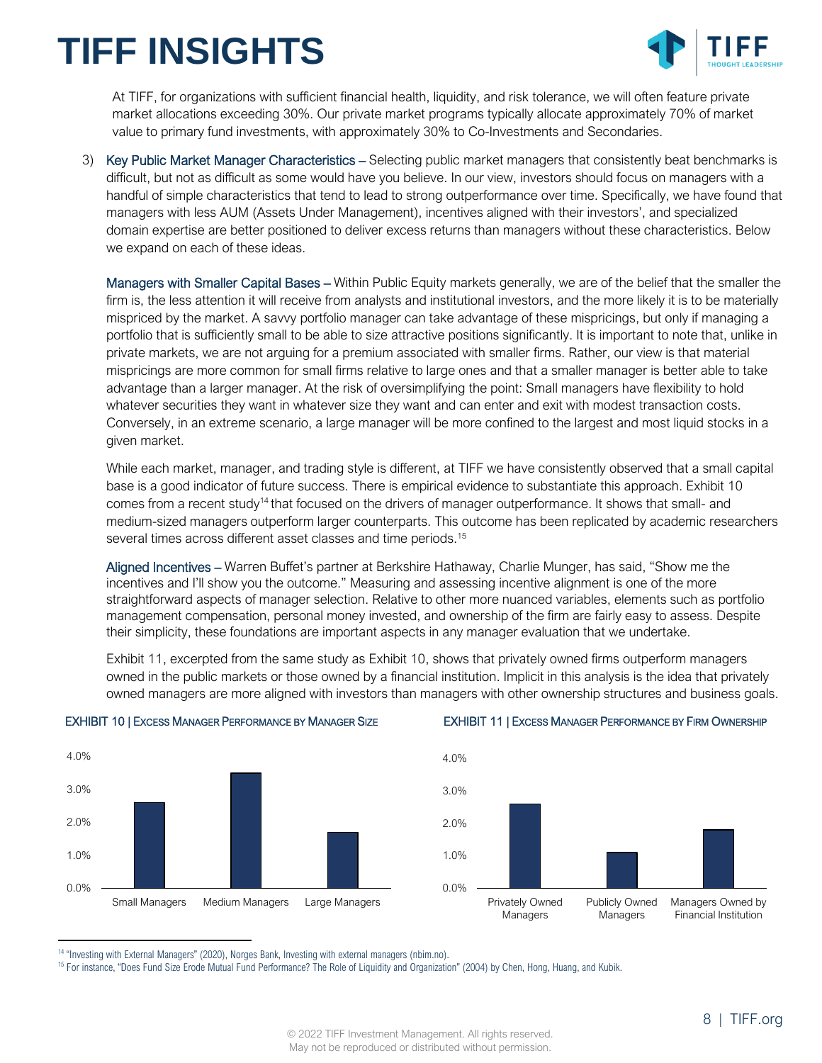At TIFF, for organizations with sufficient financial health, liquidity, and risk tolerance, we will often feature private market allocations exceeding 30%. Our private market programs typically allocate approximately 70% of market value to primary fund investments, with approximately 30% to Co-Investments and Secondaries.

3) **Key Public Market Manager Characteristics –** Selecting public market managers that consistently beat benchmarks is difficult, but not as difficult as some would have you believe. In our view, investors should focus on managers with a handful of simple characteristics that tend to lead to strong outperformance over time. Specifically, we have found that managers with less AUM (Assets Under Management), incentives aligned with their investors', and specialized domain expertise are better positioned to deliver excess returns than managers without these characteristics. Below we expand on each of these ideas.

   **Managers with Smaller Capital Bases –** Within Public Equity markets generally, we are of the belief that the smaller the firm is, the less attention it will receive from analysts and institutional investors, and the more likely it is to be materially mispriced by the market. A savvy portfolio manager can take advantage of these mispricings, but only if managing a portfolio that is sufficiently small to be able to size attractive positions significantly. It is important to note that, unlike in private markets, we are not arguing for a premium associated with smaller firms. Rather, our view is that material mispricings are more common for small firms relative to large ones and that a smaller manager is better able to take advantage than a larger manager. At the risk of oversimplifying the point: Small managers have flexibility to hold whatever securities they want in whatever size they want and can enter and exit with modest transaction costs. Conversely, in an extreme scenario, a large manager will be more confined to the largest and most liquid stocks in a given market.

   While each market, manager, and trading style is different, at TIFF we have consistently observed that a small capital base is a good indicator of future success. There is empirical evidence to substantiate this approach. Exhibit 10 comes from a recent study[14] that focused on the drivers of manager outperformance. It shows that small- and medium-sized managers outperform larger counterparts. This outcome has been replicated by academic researchers several times across different asset classes and time periods.[15]

   **Aligned Incentives –** Warren Buffet's partner at Berkshire Hathaway, Charlie Munger, has said, "Show me the incentives and I'll show you the outcome." Measuring and assessing incentive alignment is one of the more straightforward aspects of manager selection. Relative to other more nuanced variables, elements such as portfolio management compensation, personal money invested, and ownership of the firm are fairly easy to assess. Despite their simplicity, these foundations are important aspects in any manager evaluation that we undertake.

   Exhibit 11, excerpted from the same study as Exhibit 10, shows that privately owned firms outperform managers owned in the public markets or those owned by a financial institution. Implicit in this analysis is the idea that privately owned managers are more aligned with investors than managers with other ownership structures and business goals.

**EXHIBIT 10 | Excess Manager Performance by Manager Size**

| Manager Size | Excess Performance (approx.) |
|---|---|
| Small Managers | ~2.6% |
| Medium Managers | ~3.5% |
| Large Managers | ~1.7% |

**EXHIBIT 11 | Excess Manager Performance by Firm Ownership**

| Firm Ownership | Excess Performance (approx.) |
|---|---|
| Privately Owned Managers | ~2.6% |
| Publicly Owned Managers | ~1.1% |
| Managers Owned by Financial Institution | ~1.8% |

[14] "Investing with External Managers" (2020), Norges Bank, Investing with external managers (nbim.no).

[15] For instance, "Does Fund Size Erode Mutual Fund Performance? The Role of Liquidity and Organization" (2004) by Chen, Hong, Huang, and Kubik.

© 2022 TIFF Investment Management. All rights reserved.
May not be reproduced or distributed without permission.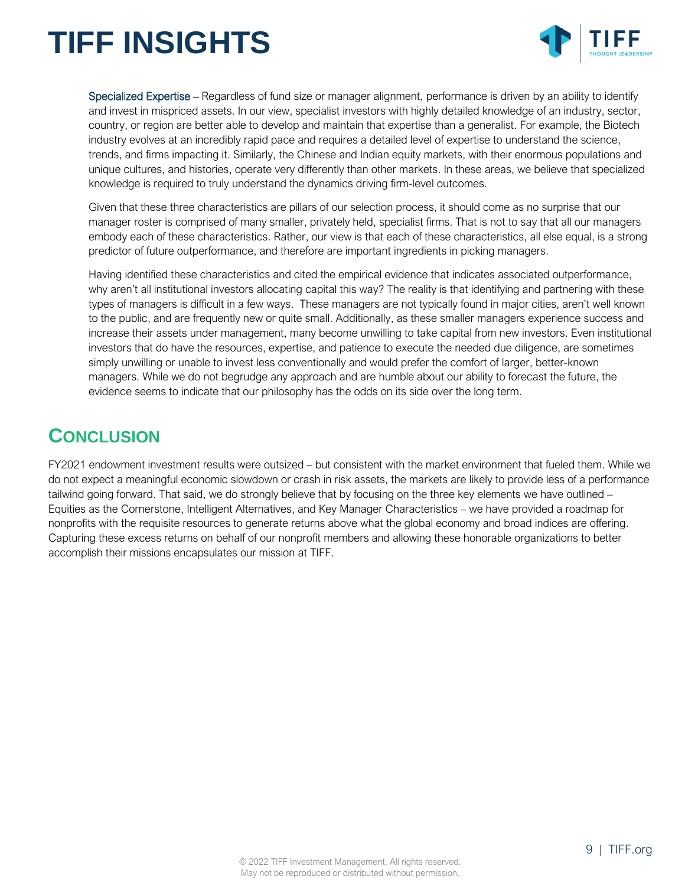**Specialized Expertise** – Regardless of fund size or manager alignment, performance is driven by an ability to identify and invest in mispriced assets. In our view, specialist investors with highly detailed knowledge of an industry, sector, country, or region are better able to develop and maintain that expertise than a generalist. For example, the Biotech industry evolves at an incredibly rapid pace and requires a detailed level of expertise to understand the science, trends, and firms impacting it. Similarly, the Chinese and Indian equity markets, with their enormous populations and unique cultures, and histories, operate very differently than other markets. In these areas, we believe that specialized knowledge is required to truly understand the dynamics driving firm-level outcomes.

Given that these three characteristics are pillars of our selection process, it should come as no surprise that our manager roster is comprised of many smaller, privately held, specialist firms. That is not to say that all our managers embody each of these characteristics. Rather, our view is that each of these characteristics, all else equal, is a strong predictor of future outperformance, and therefore are important ingredients in picking managers.

Having identified these characteristics and cited the empirical evidence that indicates associated outperformance, why aren't all institutional investors allocating capital this way? The reality is that identifying and partnering with these types of managers is difficult in a few ways. These managers are not typically found in major cities, aren't well known to the public, and are frequently new or quite small. Additionally, as these smaller managers experience success and increase their assets under management, many become unwilling to take capital from new investors. Even institutional investors that do have the resources, expertise, and patience to execute the needed due diligence, are sometimes simply unwilling or unable to invest less conventionally and would prefer the comfort of larger, better-known managers. While we do not begrudge any approach and are humble about our ability to forecast the future, the evidence seems to indicate that our philosophy has the odds on its side over the long term.

## Conclusion

FY2021 endowment investment results were outsized – but consistent with the market environment that fueled them. While we do not expect a meaningful economic slowdown or crash in risk assets, the markets are likely to provide less of a performance tailwind going forward. That said, we do strongly believe that by focusing on the three key elements we have outlined – Equities as the Cornerstone, Intelligent Alternatives, and Key Manager Characteristics – we have provided a roadmap for nonprofits with the requisite resources to generate returns above what the global economy and broad indices are offering. Capturing these excess returns on behalf of our nonprofit members and allowing these honorable organizations to better accomplish their missions encapsulates our mission at TIFF.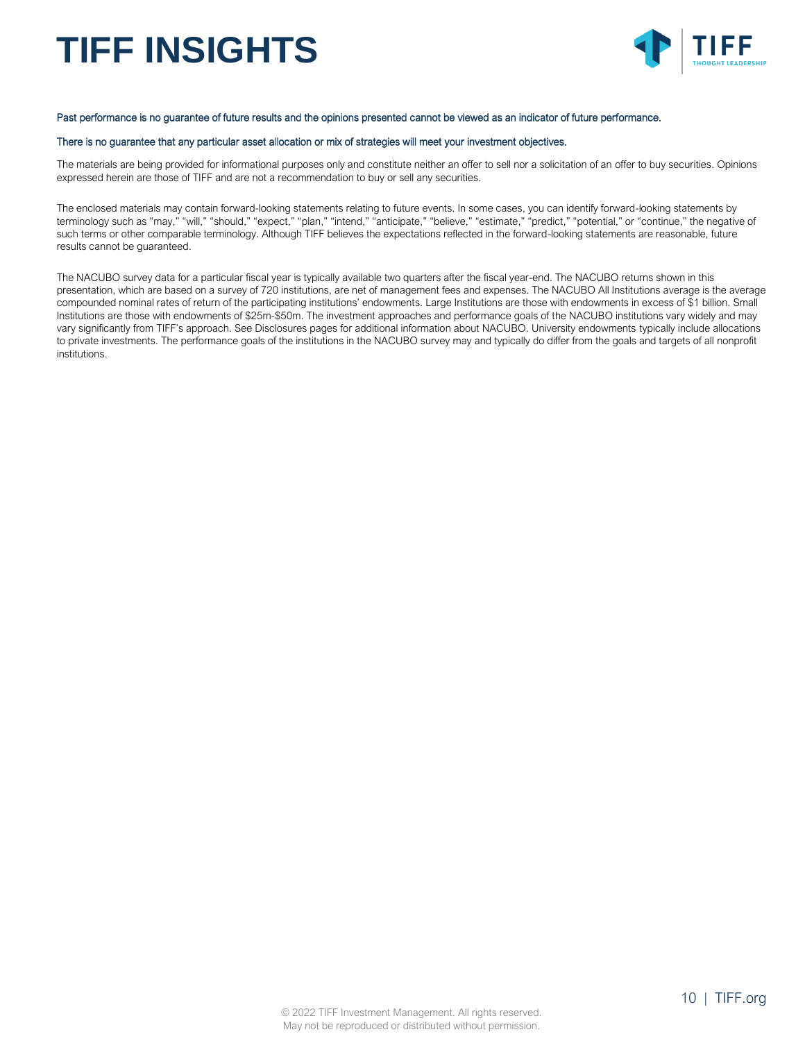Past performance is no guarantee of future results and the opinions presented cannot be viewed as an indicator of future performance.

There is no guarantee that any particular asset allocation or mix of strategies will meet your investment objectives.

The materials are being provided for informational purposes only and constitute neither an offer to sell nor a solicitation of an offer to buy securities. Opinions expressed herein are those of TIFF and are not a recommendation to buy or sell any securities.

The enclosed materials may contain forward-looking statements relating to future events. In some cases, you can identify forward-looking statements by terminology such as "may," "will," "should," "expect," "plan," "intend," "anticipate," "believe," "estimate," "predict," "potential," or "continue," the negative of such terms or other comparable terminology. Although TIFF believes the expectations reflected in the forward-looking statements are reasonable, future results cannot be guaranteed.

The NACUBO survey data for a particular fiscal year is typically available two quarters after the fiscal year-end. The NACUBO returns shown in this presentation, which are based on a survey of 720 institutions, are net of management fees and expenses. The NACUBO All Institutions average is the average compounded nominal rates of return of the participating institutions' endowments. Large Institutions are those with endowments in excess of $1 billion. Small Institutions are those with endowments of $25m-$50m. The investment approaches and performance goals of the NACUBO institutions vary widely and may vary significantly from TIFF's approach. See Disclosures pages for additional information about NACUBO. University endowments typically include allocations to private investments. The performance goals of the institutions in the NACUBO survey may and typically do differ from the goals and targets of all nonprofit institutions.

© 2022 TIFF Investment Management. All rights reserved.
May not be reproduced or distributed without permission.